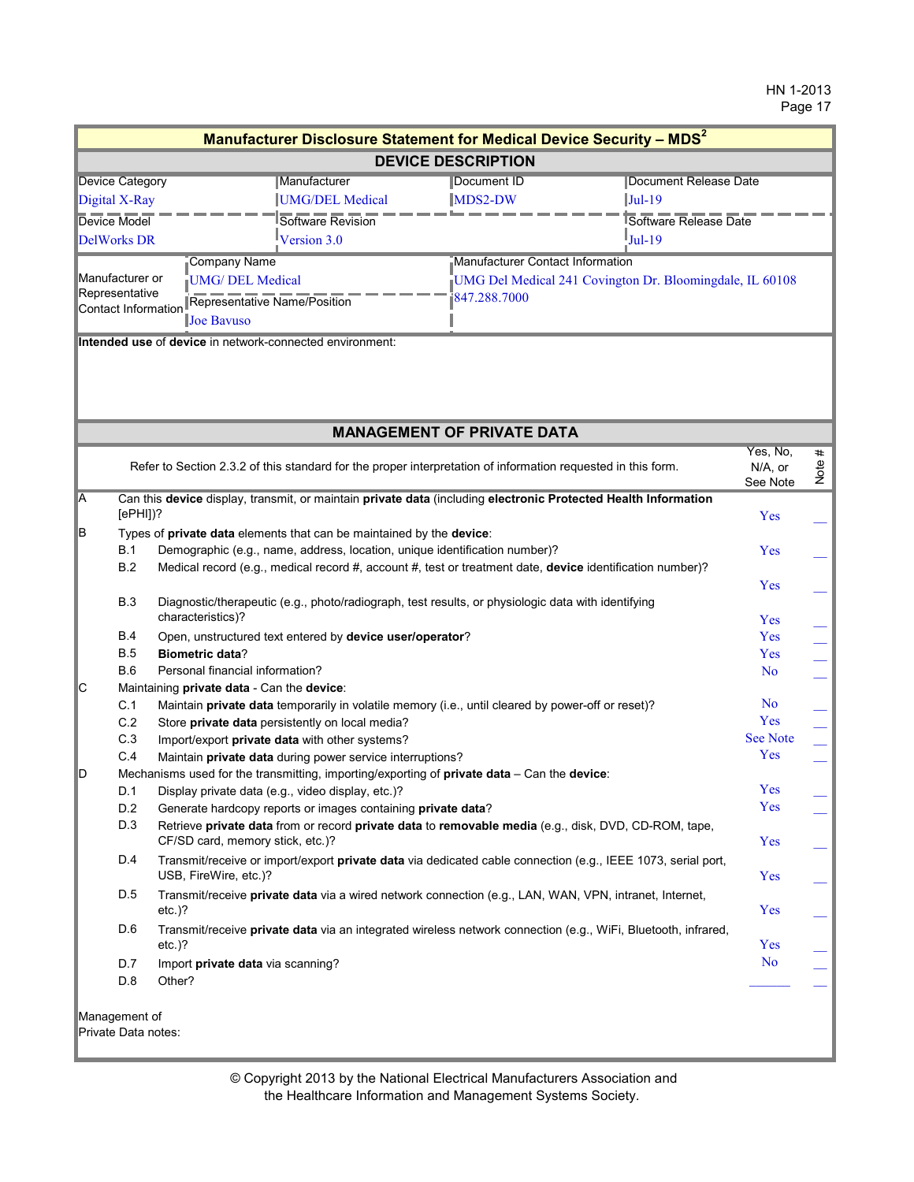## Manufacturer Disclosure Statement for Medical Device Security – MDS[2]

### DEVICE DESCRIPTION

| Device Category | Manufacturer | Document ID | Document Release Date |
|---|---|---|---|
| Digital X-Ray | UMG/DEL Medical | MDS2-DW | Jul-19 |
| **Device Model** | **Software Revision** | | **Software Release Date** |
| DelWorks DR | Version 3.0 | | Jul-19 |

| Manufacturer or Representative Contact Information | Company Name | Manufacturer Contact Information |
|---|---|---|
| | UMG/ DEL Medical | UMG Del Medical 241 Covington Dr. Bloomingdale, IL 60108 |
| | Representative Name/Position | 847.288.7000 |
| | Joe Bavuso | |

**Intended use** of **device** in network-connected environment:

### MANAGEMENT OF PRIVATE DATA

| | | Refer to Section 2.3.2 of this standard for the proper interpretation of information requested in this form. | Yes, No, N/A, or See Note | Note # |
|---|---|---|---|---|
| A | | Can this **device** display, transmit, or maintain **private data** (including **electronic Protected Health Information** [ePHI])? | Yes | ___ |
| B | | Types of **private data** elements that can be maintained by the **device**: | | |
| | B.1 | Demographic (e.g., name, address, location, unique identification number)? | Yes | ___ |
| | B.2 | Medical record (e.g., medical record #, account #, test or treatment date, **device** identification number)? | Yes | ___ |
| | B.3 | Diagnostic/therapeutic (e.g., photo/radiograph, test results, or physiologic data with identifying characteristics)? | Yes | ___ |
| | B.4 | Open, unstructured text entered by **device user/operator**? | Yes | ___ |
| | B.5 | **Biometric data**? | Yes | ___ |
| | B.6 | Personal financial information? | No | ___ |
| C | | Maintaining **private data** - Can the **device**: | | |
| | C.1 | Maintain **private data** temporarily in volatile memory (i.e., until cleared by power-off or reset)? | No | ___ |
| | C.2 | Store **private data** persistently on local media? | Yes | ___ |
| | C.3 | Import/export **private data** with other systems? | See Note | ___ |
| | C.4 | Maintain **private data** during power service interruptions? | Yes | ___ |
| D | | Mechanisms used for the transmitting, importing/exporting of **private data** – Can the **device**: | | |
| | D.1 | Display private data (e.g., video display, etc.)? | Yes | ___ |
| | D.2 | Generate hardcopy reports or images containing **private data**? | Yes | ___ |
| | D.3 | Retrieve **private data** from or record **private data** to **removable media** (e.g., disk, DVD, CD-ROM, tape, CF/SD card, memory stick, etc.)? | Yes | ___ |
| | D.4 | Transmit/receive or import/export **private data** via dedicated cable connection (e.g., IEEE 1073, serial port, USB, FireWire, etc.)? | Yes | ___ |
| | D.5 | Transmit/receive **private data** via a wired network connection (e.g., LAN, WAN, VPN, intranet, Internet, etc.)? | Yes | ___ |
| | D.6 | Transmit/receive **private data** via an integrated wireless network connection (e.g., WiFi, Bluetooth, infrared, etc.)? | Yes | ___ |
| | D.7 | Import **private data** via scanning? | No | ___ |
| | D.8 | Other? | ___ | ___ |

Management of Private Data notes:

© Copyright 2013 by the National Electrical Manufacturers Association and the Healthcare Information and Management Systems Society.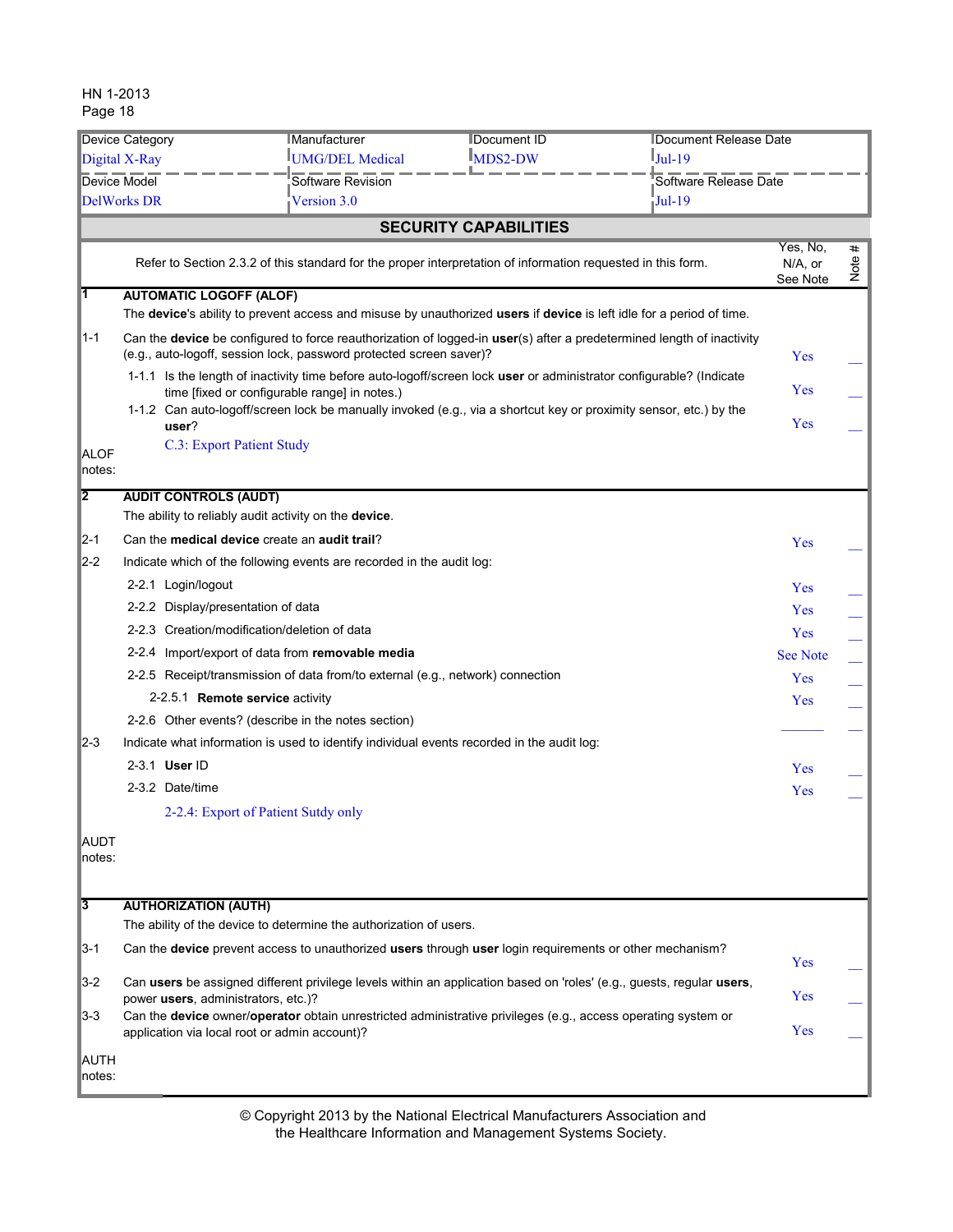| Device Category | Manufacturer | Document ID | Document Release Date |
|---|---|---|---|
| Digital X-Ray | UMG/DEL Medical | MDS2-DW | Jul-19 |
| Device Model | Software Revision | | Software Release Date |
| DelWorks DR | Version 3.0 | | Jul-19 |

## SECURITY CAPABILITIES

| | Refer to Section 2.3.2 of this standard for the proper interpretation of information requested in this form. | Yes, No, N/A, or See Note | Note # |
|---|---|---|---|
| **1** | **AUTOMATIC LOGOFF (ALOF)**<br>The **device**'s ability to prevent access and misuse by unauthorized **users** if **device** is left idle for a period of time. | | |
| 1-1 | Can the **device** be configured to force reauthorization of logged-in **user**(s) after a predetermined length of inactivity (e.g., auto-logoff, session lock, password protected screen saver)? | Yes | __ |
| | 1-1.1 Is the length of inactivity time before auto-logoff/screen lock **user** or administrator configurable? (Indicate time [fixed or configurable range] in notes.) | Yes | __ |
| | 1-1.2 Can auto-logoff/screen lock be manually invoked (e.g., via a shortcut key or proximity sensor, etc.) by the **user**? | Yes | __ |
| ALOF notes: | C.3: Export Patient Study | | |
| **2** | **AUDIT CONTROLS (AUDT)**<br>The ability to reliably audit activity on the **device**. | | |
| 2-1 | Can the **medical device** create an **audit trail**? | Yes | __ |
| 2-2 | Indicate which of the following events are recorded in the audit log: | | |
| | 2-2.1 Login/logout | Yes | __ |
| | 2-2.2 Display/presentation of data | Yes | __ |
| | 2-2.3 Creation/modification/deletion of data | Yes | __ |
| | 2-2.4 Import/export of data from **removable media** | See Note | __ |
| | 2-2.5 Receipt/transmission of data from/to external (e.g., network) connection | Yes | __ |
| | 2-2.5.1 **Remote service** activity | Yes | __ |
| | 2-2.6 Other events? (describe in the notes section) | ______ | __ |
| 2-3 | Indicate what information is used to identify individual events recorded in the audit log: | | |
| | 2-3.1 **User** ID | Yes | __ |
| | 2-3.2 Date/time | Yes | __ |
| AUDT notes: | 2-2.4: Export of Patient Sutdy only | | |
| **3** | **AUTHORIZATION (AUTH)**<br>The ability of the device to determine the authorization of users. | | |
| 3-1 | Can the **device** prevent access to unauthorized **users** through **user** login requirements or other mechanism? | Yes | __ |
| 3-2 | Can **users** be assigned different privilege levels within an application based on 'roles' (e.g., guests, regular **users**, power **users**, administrators, etc.)? | Yes | __ |
| 3-3 | Can the **device** owner/**operator** obtain unrestricted administrative privileges (e.g., access operating system or application via local root or admin account)? | Yes | __ |
| AUTH notes: | | | |

© Copyright 2013 by the National Electrical Manufacturers Association and the Healthcare Information and Management Systems Society.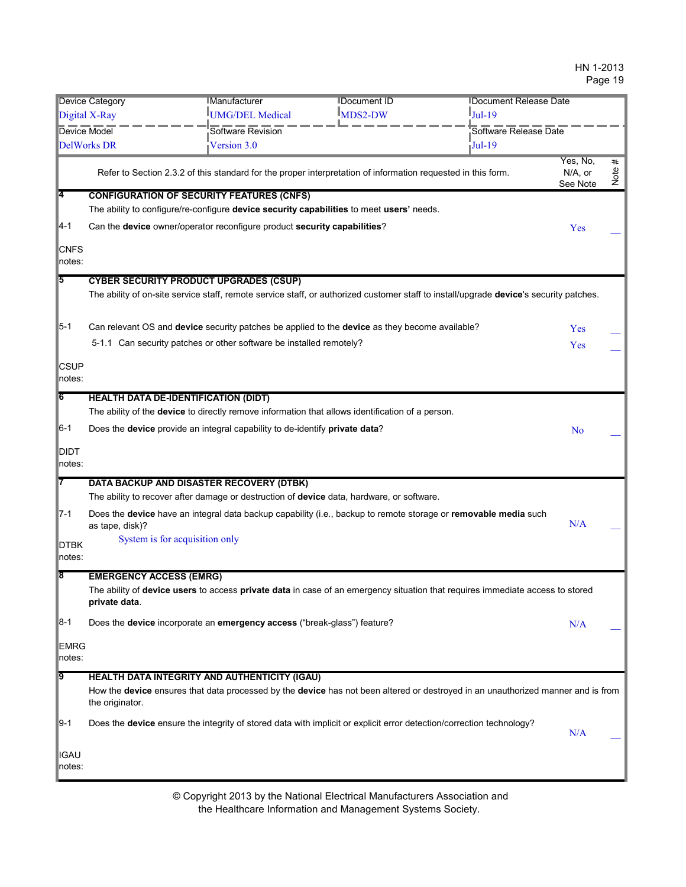| Device Category | Manufacturer | Document ID | Document Release Date |
|---|---|---|---|
| Digital X-Ray | UMG/DEL Medical | MDS2-DW | Jul-19 |
| **Device Model** | **Software Revision** | | **Software Release Date** |
| DelWorks DR | Version 3.0 | | Jul-19 |

| | Refer to Section 2.3.2 of this standard for the proper interpretation of information requested in this form. | Yes, No, N/A, or See Note | Note # |
|---|---|---|---|
| **4** | **CONFIGURATION OF SECURITY FEATURES (CNFS)** | | |
| | The ability to configure/re-configure **device security capabilities** to meet **users'** needs. | | |
| 4-1 | Can the **device** owner/operator reconfigure product **security capabilities**? | Yes | __ |
| CNFS notes: | | | |
| **5** | **CYBER SECURITY PRODUCT UPGRADES (CSUP)** | | |
| | The ability of on-site service staff, remote service staff, or authorized customer staff to install/upgrade **device**'s security patches. | | |
| 5-1 | Can relevant OS and **device** security patches be applied to the **device** as they become available? | Yes | __ |
| | 5-1.1 Can security patches or other software be installed remotely? | Yes | __ |
| CSUP notes: | | | |
| **6** | **HEALTH DATA DE-IDENTIFICATION (DIDT)** | | |
| | The ability of the **device** to directly remove information that allows identification of a person. | | |
| 6-1 | Does the **device** provide an integral capability to de-identify **private data**? | No | __ |
| DIDT notes: | | | |
| **7** | **DATA BACKUP AND DISASTER RECOVERY (DTBK)** | | |
| | The ability to recover after damage or destruction of **device** data, hardware, or software. | | |
| 7-1 | Does the **device** have an integral data backup capability (i.e., backup to remote storage or **removable media** such as tape, disk)? | N/A | __ |
| DTBK notes: | System is for acquisition only | | |
| **8** | **EMERGENCY ACCESS (EMRG)** | | |
| | The ability of **device users** to access **private data** in case of an emergency situation that requires immediate access to stored **private data**. | | |
| 8-1 | Does the **device** incorporate an **emergency access** ("break-glass") feature? | N/A | __ |
| EMRG notes: | | | |
| **9** | **HEALTH DATA INTEGRITY AND AUTHENTICITY (IGAU)** | | |
| | How the **device** ensures that data processed by the **device** has not been altered or destroyed in an unauthorized manner and is from the originator. | | |
| 9-1 | Does the **device** ensure the integrity of stored data with implicit or explicit error detection/correction technology? | N/A | __ |
| IGAU notes: | | | |

© Copyright 2013 by the National Electrical Manufacturers Association and the Healthcare Information and Management Systems Society.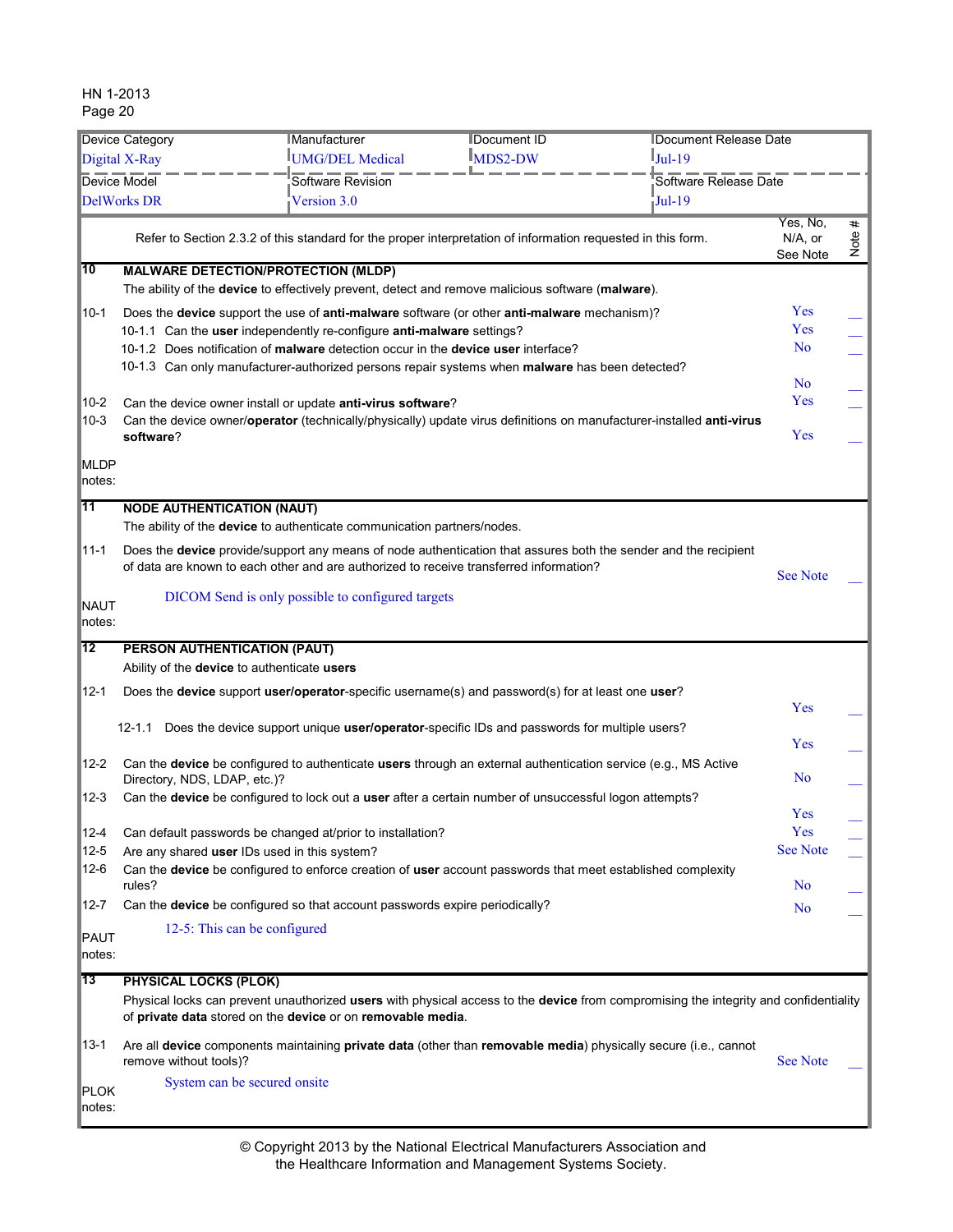| Device Category | Manufacturer | Document ID | Document Release Date |
|---|---|---|---|
| Digital X-Ray | UMG/DEL Medical | MDS2-DW | Jul-19 |
| Device Model | Software Revision | | Software Release Date |
| DelWorks DR | Version 3.0 | | Jul-19 |

| | Refer to Section 2.3.2 of this standard for the proper interpretation of information requested in this form. | Yes, No, N/A, or See Note | Note # |
|---|---|---|---|
| **10** | **MALWARE DETECTION/PROTECTION (MLDP)** | | |
| | The ability of the **device** to effectively prevent, detect and remove malicious software (**malware**). | | |
| 10-1 | Does the **device** support the use of **anti-malware** software (or other **anti-malware** mechanism)? | Yes | ___ |
| | 10-1.1 Can the **user** independently re-configure **anti-malware** settings? | Yes | ___ |
| | 10-1.2 Does notification of **malware** detection occur in the **device user** interface? | No | ___ |
| | 10-1.3 Can only manufacturer-authorized persons repair systems when **malware** has been detected? | No | ___ |
| 10-2 | Can the device owner install or update **anti-virus software**? | Yes | ___ |
| 10-3 | Can the device owner/**operator** (technically/physically) update virus definitions on manufacturer-installed **anti-virus software**? | Yes | ___ |
| MLDP notes: | | | |
| **11** | **NODE AUTHENTICATION (NAUT)** | | |
| | The ability of the **device** to authenticate communication partners/nodes. | | |
| 11-1 | Does the **device** provide/support any means of node authentication that assures both the sender and the recipient of data are known to each other and are authorized to receive transferred information? | See Note | ___ |
| NAUT notes: | DICOM Send is only possible to configured targets | | |
| **12** | **PERSON AUTHENTICATION (PAUT)** | | |
| | Ability of the **device** to authenticate **users** | | |
| 12-1 | Does the **device** support **user/operator**-specific username(s) and password(s) for at least one **user**? | Yes | ___ |
| | 12-1.1 Does the device support unique **user/operator**-specific IDs and passwords for multiple users? | Yes | ___ |
| 12-2 | Can the **device** be configured to authenticate **users** through an external authentication service (e.g., MS Active Directory, NDS, LDAP, etc.)? | No | ___ |
| 12-3 | Can the **device** be configured to lock out a **user** after a certain number of unsuccessful logon attempts? | Yes | ___ |
| 12-4 | Can default passwords be changed at/prior to installation? | Yes | ___ |
| 12-5 | Are any shared **user** IDs used in this system? | See Note | ___ |
| 12-6 | Can the **device** be configured to enforce creation of **user** account passwords that meet established complexity rules? | No | ___ |
| 12-7 | Can the **device** be configured so that account passwords expire periodically? | No | ___ |
| PAUT notes: | 12-5: This can be configured | | |
| **13** | **PHYSICAL LOCKS (PLOK)** | | |
| | Physical locks can prevent unauthorized **users** with physical access to the **device** from compromising the integrity and confidentiality of **private data** stored on the **device** or on **removable media**. | | |
| 13-1 | Are all **device** components maintaining **private data** (other than **removable media**) physically secure (i.e., cannot remove without tools)? | See Note | ___ |
| PLOK notes: | System can be secured onsite | | |

© Copyright 2013 by the National Electrical Manufacturers Association and the Healthcare Information and Management Systems Society.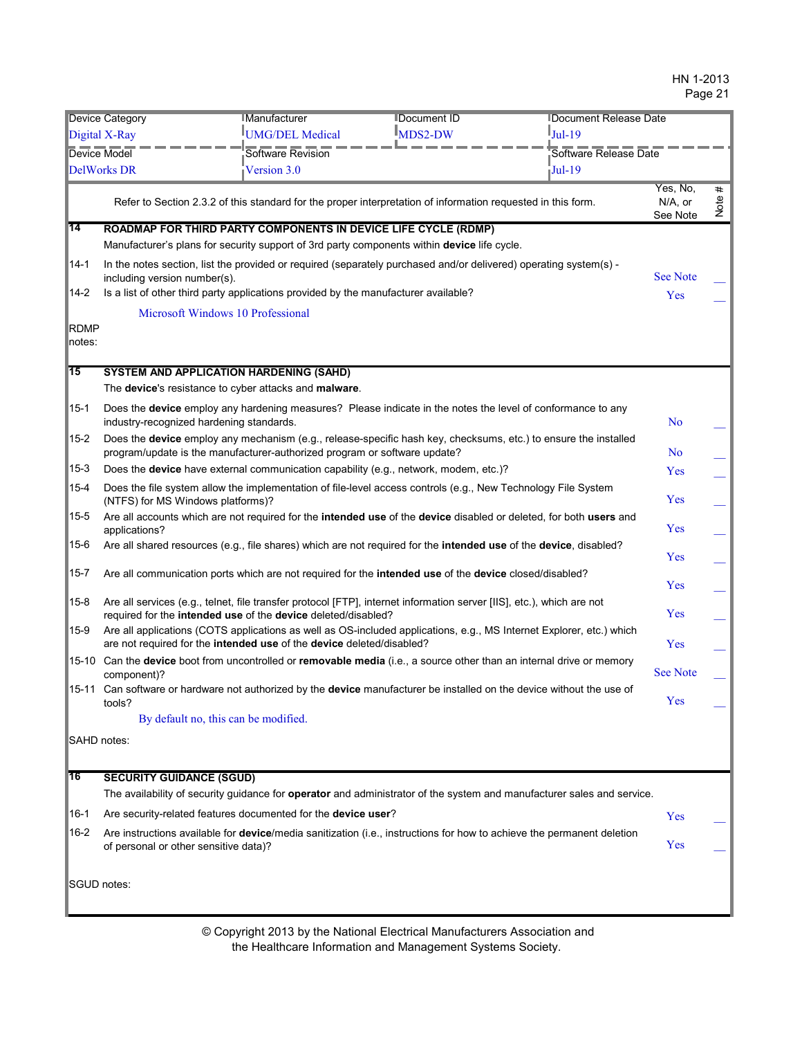| Device Category | Manufacturer | Document ID | Document Release Date |
|---|---|---|---|
| Digital X-Ray | UMG/DEL Medical | MDS2-DW | Jul-19 |
| **Device Model** | **Software Revision** | | **Software Release Date** |
| DelWorks DR | Version 3.0 | | Jul-19 |

| | Refer to Section 2.3.2 of this standard for the proper interpretation of information requested in this form. | Yes, No, N/A, or See Note | Note # |
|---|---|---|---|
| **14** | **ROADMAP FOR THIRD PARTY COMPONENTS IN DEVICE LIFE CYCLE (RDMP)** | | |
| | Manufacturer's plans for security support of 3rd party components within **device** life cycle. | | |
| 14-1 | In the notes section, list the provided or required (separately purchased and/or delivered) operating system(s) - including version number(s). | See Note | ___ |
| 14-2 | Is a list of other third party applications provided by the manufacturer available? | Yes | ___ |
| RDMP notes: | Microsoft Windows 10 Professional | | |
| **15** | **SYSTEM AND APPLICATION HARDENING (SAHD)** | | |
| | The **device**'s resistance to cyber attacks and **malware**. | | |
| 15-1 | Does the **device** employ any hardening measures? Please indicate in the notes the level of conformance to any industry-recognized hardening standards. | No | ___ |
| 15-2 | Does the **device** employ any mechanism (e.g., release-specific hash key, checksums, etc.) to ensure the installed program/update is the manufacturer-authorized program or software update? | No | ___ |
| 15-3 | Does the **device** have external communication capability (e.g., network, modem, etc.)? | Yes | ___ |
| 15-4 | Does the file system allow the implementation of file-level access controls (e.g., New Technology File System (NTFS) for MS Windows platforms)? | Yes | ___ |
| 15-5 | Are all accounts which are not required for the **intended use** of the **device** disabled or deleted, for both **users** and applications? | Yes | ___ |
| 15-6 | Are all shared resources (e.g., file shares) which are not required for the **intended use** of the **device**, disabled? | Yes | ___ |
| 15-7 | Are all communication ports which are not required for the **intended use** of the **device** closed/disabled? | Yes | ___ |
| 15-8 | Are all services (e.g., telnet, file transfer protocol [FTP], internet information server [IIS], etc.), which are not required for the **intended use** of the **device** deleted/disabled? | Yes | ___ |
| 15-9 | Are all applications (COTS applications as well as OS-included applications, e.g., MS Internet Explorer, etc.) which are not required for the **intended use** of the **device** deleted/disabled? | Yes | ___ |
| 15-10 | Can the **device** boot from uncontrolled or **removable media** (i.e., a source other than an internal drive or memory component)? | See Note | ___ |
| 15-11 | Can software or hardware not authorized by the **device** manufacturer be installed on the device without the use of tools? | Yes | ___ |
| SAHD notes: | By default no, this can be modified. | | |
| **16** | **SECURITY GUIDANCE (SGUD)** | | |
| | The availability of security guidance for **operator** and administrator of the system and manufacturer sales and service. | | |
| 16-1 | Are security-related features documented for the **device user**? | Yes | ___ |
| 16-2 | Are instructions available for **device**/media sanitization (i.e., instructions for how to achieve the permanent deletion of personal or other sensitive data)? | Yes | ___ |
| SGUD notes: | | | |

© Copyright 2013 by the National Electrical Manufacturers Association and the Healthcare Information and Management Systems Society.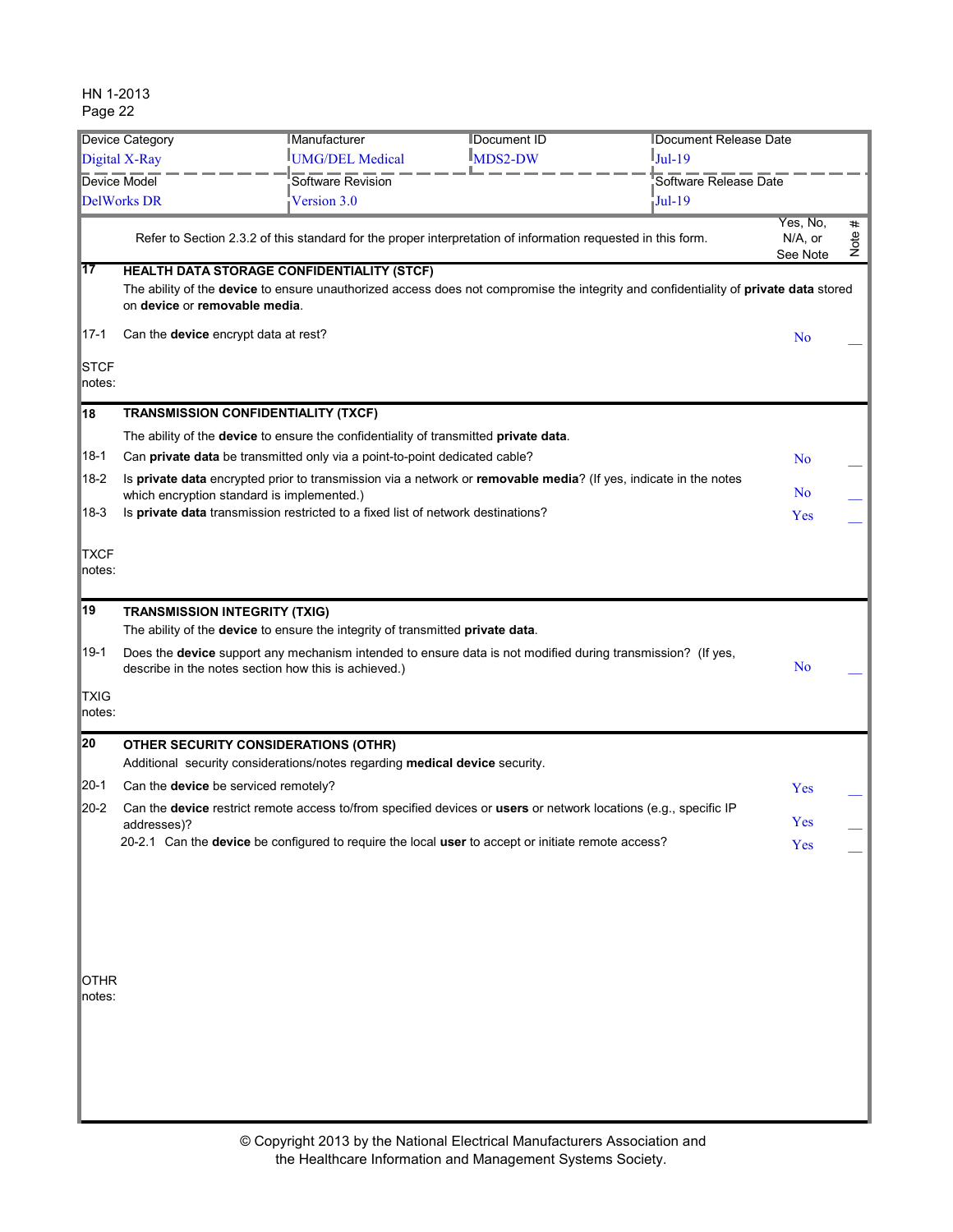| Device Category | Manufacturer | Document ID | Document Release Date |
|---|---|---|---|
| Digital X-Ray | UMG/DEL Medical | MDS2-DW | Jul-19 |
| Device Model | Software Revision | | Software Release Date |
| DelWorks DR | Version 3.0 | | Jul-19 |

| | Refer to Section 2.3.2 of this standard for the proper interpretation of information requested in this form. | Yes, No, N/A, or See Note | Note # |
|---|---|---|---|
| **17** | **HEALTH DATA STORAGE CONFIDENTIALITY (STCF)** | | |
| | The ability of the **device** to ensure unauthorized access does not compromise the integrity and confidentiality of **private data** stored on **device** or **removable media**. | | |
| 17-1 | Can the **device** encrypt data at rest? | No | __ |
| STCF notes: | | | |
| **18** | **TRANSMISSION CONFIDENTIALITY (TXCF)** | | |
| | The ability of the **device** to ensure the confidentiality of transmitted **private data**. | | |
| 18-1 | Can **private data** be transmitted only via a point-to-point dedicated cable? | No | __ |
| 18-2 | Is **private data** encrypted prior to transmission via a network or **removable media**? (If yes, indicate in the notes which encryption standard is implemented.) | No | __ |
| 18-3 | Is **private data** transmission restricted to a fixed list of network destinations? | Yes | __ |
| TXCF notes: | | | |
| **19** | **TRANSMISSION INTEGRITY (TXIG)** | | |
| | The ability of the **device** to ensure the integrity of transmitted **private data**. | | |
| 19-1 | Does the **device** support any mechanism intended to ensure data is not modified during transmission? (If yes, describe in the notes section how this is achieved.) | No | __ |
| TXIG notes: | | | |
| **20** | **OTHER SECURITY CONSIDERATIONS (OTHR)** | | |
| | Additional security considerations/notes regarding **medical device** security. | | |
| 20-1 | Can the **device** be serviced remotely? | Yes | __ |
| 20-2 | Can the **device** restrict remote access to/from specified devices or **users** or network locations (e.g., specific IP addresses)? | Yes | __ |
| | 20-2.1 Can the **device** be configured to require the local **user** to accept or initiate remote access? | Yes | __ |
| OTHR notes: | | | |

© Copyright 2013 by the National Electrical Manufacturers Association and the Healthcare Information and Management Systems Society.